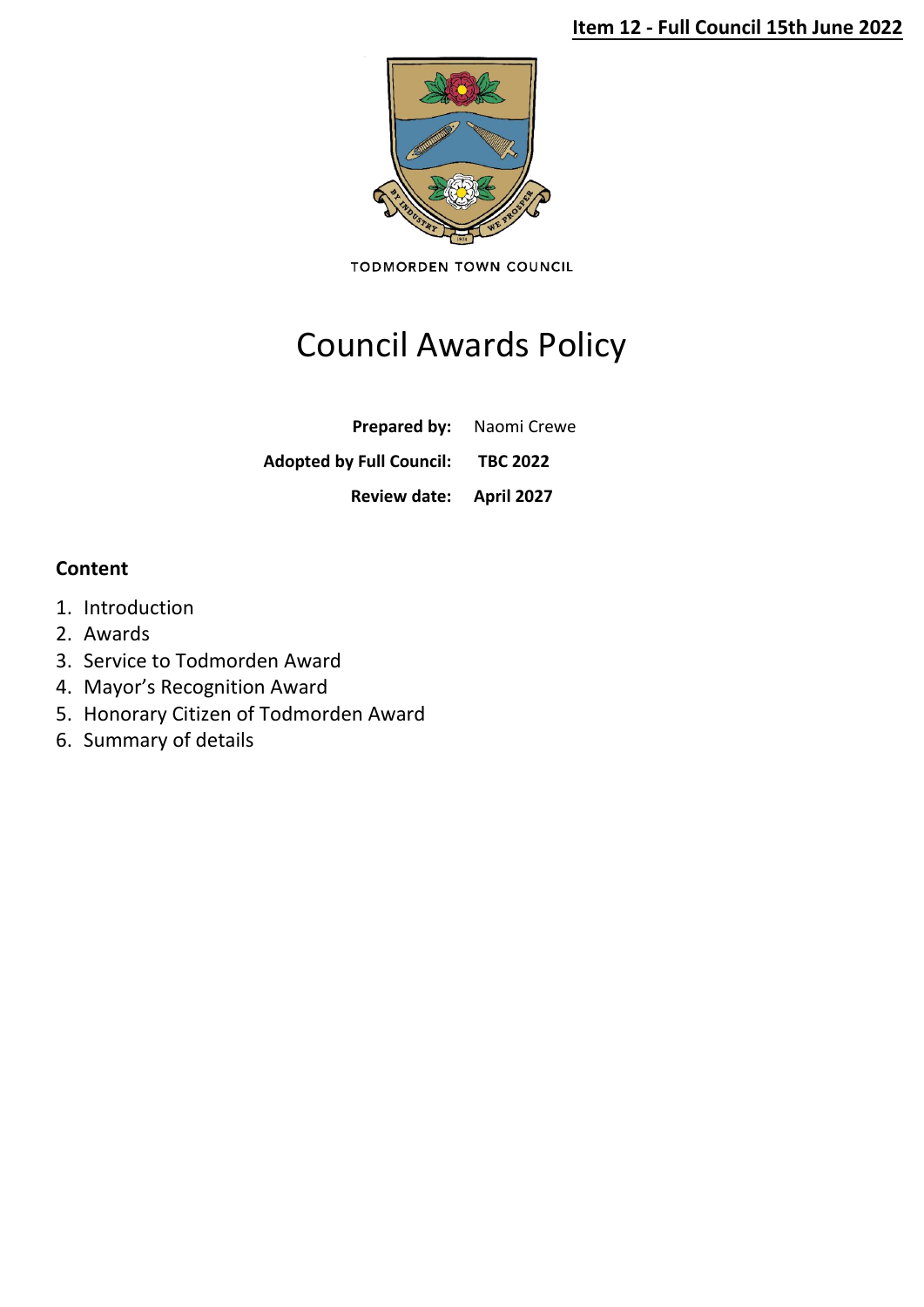**Item 12 - Full Council 15th June 2022**

TODMORDEN TOWN COUNCIL

# Council Awards Policy

**Prepared by:** Naomi Crewe

**Adopted by Full Council:** **TBC 2022**

**Review date:** **April 2027**

## Content

1. Introduction
2. Awards
3. Service to Todmorden Award
4. Mayor's Recognition Award
5. Honorary Citizen of Todmorden Award
6. Summary of details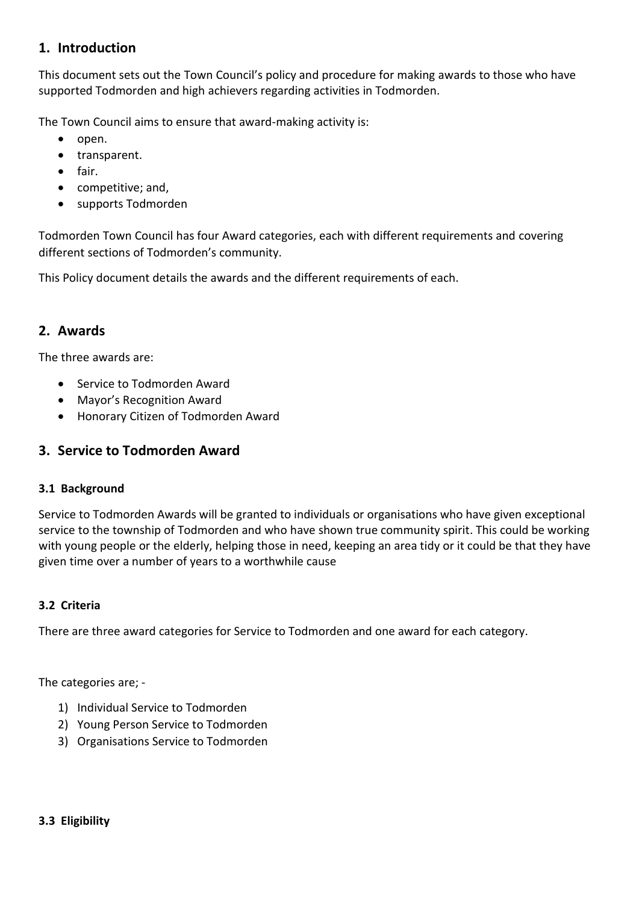## 1. Introduction

This document sets out the Town Council's policy and procedure for making awards to those who have supported Todmorden and high achievers regarding activities in Todmorden.

The Town Council aims to ensure that award-making activity is:

- open.
- transparent.
- fair.
- competitive; and,
- supports Todmorden

Todmorden Town Council has four Award categories, each with different requirements and covering different sections of Todmorden's community.

This Policy document details the awards and the different requirements of each.

## 2. Awards

The three awards are:

- Service to Todmorden Award
- Mayor's Recognition Award
- Honorary Citizen of Todmorden Award

## 3. Service to Todmorden Award

### 3.1 Background

Service to Todmorden Awards will be granted to individuals or organisations who have given exceptional service to the township of Todmorden and who have shown true community spirit. This could be working with young people or the elderly, helping those in need, keeping an area tidy or it could be that they have given time over a number of years to a worthwhile cause

### 3.2 Criteria

There are three award categories for Service to Todmorden and one award for each category.

The categories are; -

1) Individual Service to Todmorden
2) Young Person Service to Todmorden
3) Organisations Service to Todmorden

### 3.3 Eligibility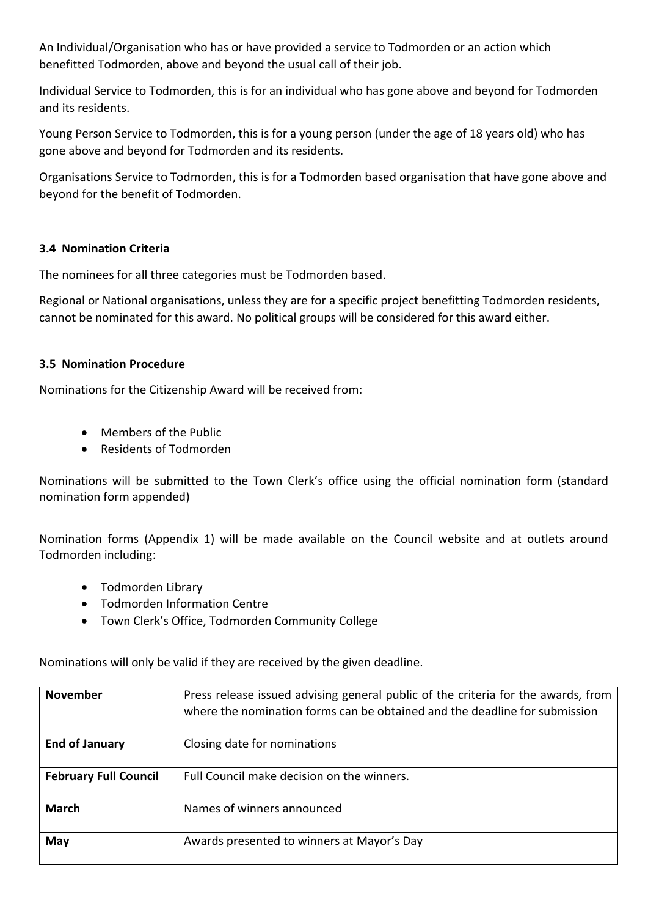An Individual/Organisation who has or have provided a service to Todmorden or an action which benefitted Todmorden, above and beyond the usual call of their job.

Individual Service to Todmorden, this is for an individual who has gone above and beyond for Todmorden and its residents.

Young Person Service to Todmorden, this is for a young person (under the age of 18 years old) who has gone above and beyond for Todmorden and its residents.

Organisations Service to Todmorden, this is for a Todmorden based organisation that have gone above and beyond for the benefit of Todmorden.

**3.4 Nomination Criteria**

The nominees for all three categories must be Todmorden based.

Regional or National organisations, unless they are for a specific project benefitting Todmorden residents, cannot be nominated for this award. No political groups will be considered for this award either.

**3.5 Nomination Procedure**

Nominations for the Citizenship Award will be received from:

- Members of the Public
- Residents of Todmorden

Nominations will be submitted to the Town Clerk's office using the official nomination form (standard nomination form appended)

Nomination forms (Appendix 1) will be made available on the Council website and at outlets around Todmorden including:

- Todmorden Library
- Todmorden Information Centre
- Town Clerk's Office, Todmorden Community College

Nominations will only be valid if they are received by the given deadline.

| **November** | Press release issued advising general public of the criteria for the awards, from where the nomination forms can be obtained and the deadline for submission |
|---|---|
| **End of January** | Closing date for nominations |
| **February Full Council** | Full Council make decision on the winners. |
| **March** | Names of winners announced |
| **May** | Awards presented to winners at Mayor's Day |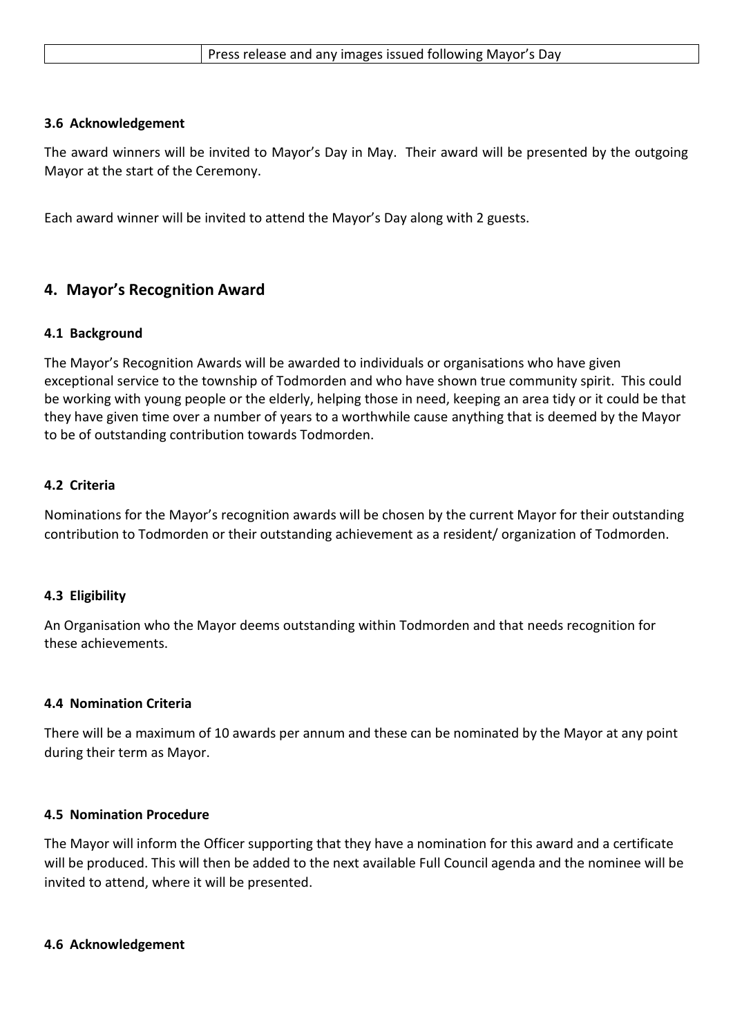| | Press release and any images issued following Mayor's Day |
|---|---|

### 3.6 Acknowledgement

The award winners will be invited to Mayor's Day in May. Their award will be presented by the outgoing Mayor at the start of the Ceremony.

Each award winner will be invited to attend the Mayor's Day along with 2 guests.

## 4. Mayor's Recognition Award

### 4.1 Background

The Mayor's Recognition Awards will be awarded to individuals or organisations who have given exceptional service to the township of Todmorden and who have shown true community spirit. This could be working with young people or the elderly, helping those in need, keeping an area tidy or it could be that they have given time over a number of years to a worthwhile cause anything that is deemed by the Mayor to be of outstanding contribution towards Todmorden.

### 4.2 Criteria

Nominations for the Mayor's recognition awards will be chosen by the current Mayor for their outstanding contribution to Todmorden or their outstanding achievement as a resident/ organization of Todmorden.

### 4.3 Eligibility

An Organisation who the Mayor deems outstanding within Todmorden and that needs recognition for these achievements.

### 4.4 Nomination Criteria

There will be a maximum of 10 awards per annum and these can be nominated by the Mayor at any point during their term as Mayor.

### 4.5 Nomination Procedure

The Mayor will inform the Officer supporting that they have a nomination for this award and a certificate will be produced. This will then be added to the next available Full Council agenda and the nominee will be invited to attend, where it will be presented.

### 4.6 Acknowledgement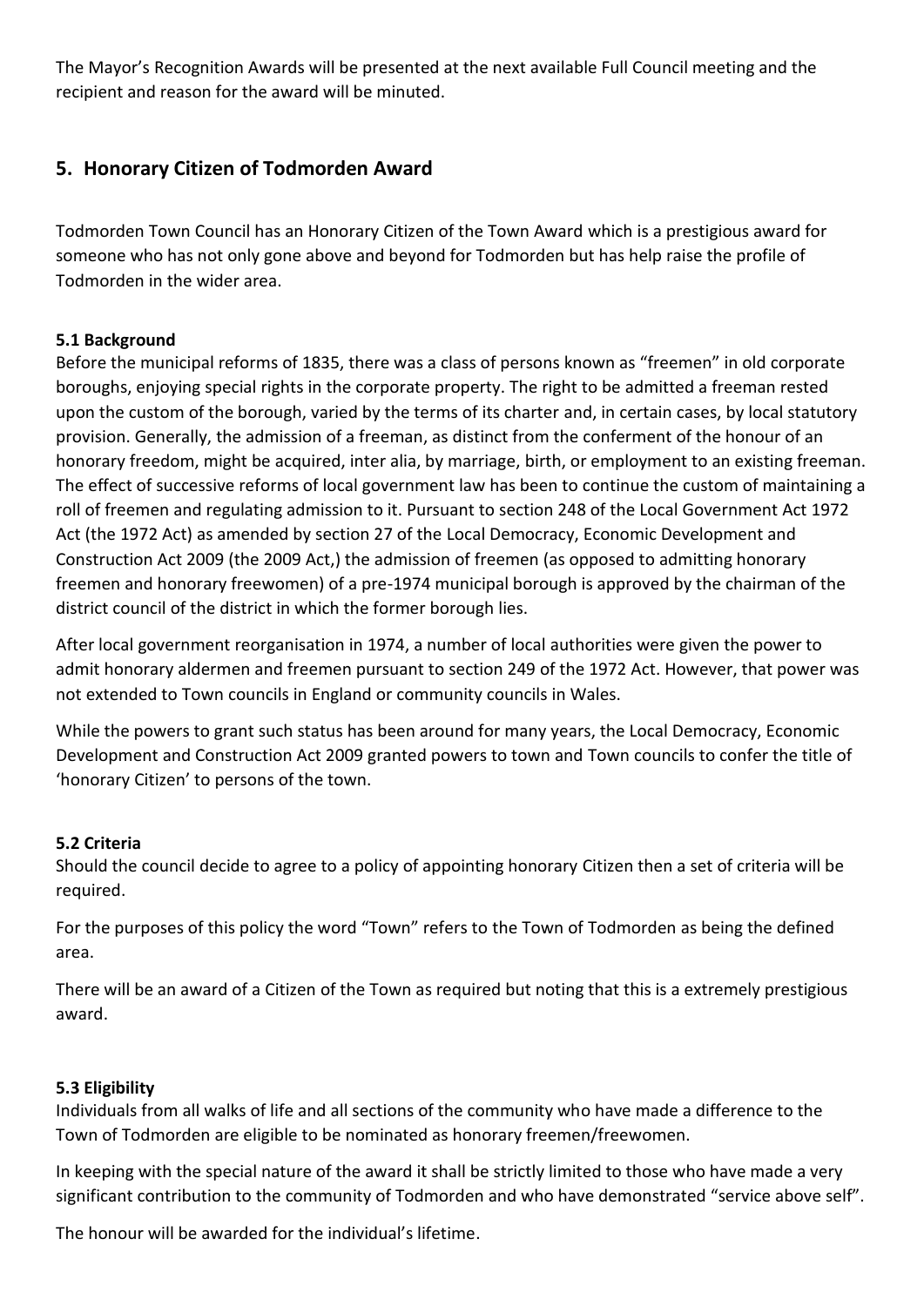The Mayor's Recognition Awards will be presented at the next available Full Council meeting and the recipient and reason for the award will be minuted.

## 5. Honorary Citizen of Todmorden Award

Todmorden Town Council has an Honorary Citizen of the Town Award which is a prestigious award for someone who has not only gone above and beyond for Todmorden but has help raise the profile of Todmorden in the wider area.

### 5.1 Background

Before the municipal reforms of 1835, there was a class of persons known as "freemen" in old corporate boroughs, enjoying special rights in the corporate property. The right to be admitted a freeman rested upon the custom of the borough, varied by the terms of its charter and, in certain cases, by local statutory provision. Generally, the admission of a freeman, as distinct from the conferment of the honour of an honorary freedom, might be acquired, inter alia, by marriage, birth, or employment to an existing freeman. The effect of successive reforms of local government law has been to continue the custom of maintaining a roll of freemen and regulating admission to it. Pursuant to section 248 of the Local Government Act 1972 Act (the 1972 Act) as amended by section 27 of the Local Democracy, Economic Development and Construction Act 2009 (the 2009 Act,) the admission of freemen (as opposed to admitting honorary freemen and honorary freewomen) of a pre-1974 municipal borough is approved by the chairman of the district council of the district in which the former borough lies.

After local government reorganisation in 1974, a number of local authorities were given the power to admit honorary aldermen and freemen pursuant to section 249 of the 1972 Act. However, that power was not extended to Town councils in England or community councils in Wales.

While the powers to grant such status has been around for many years, the Local Democracy, Economic Development and Construction Act 2009 granted powers to town and Town councils to confer the title of 'honorary Citizen' to persons of the town.

### 5.2 Criteria

Should the council decide to agree to a policy of appointing honorary Citizen then a set of criteria will be required.

For the purposes of this policy the word "Town" refers to the Town of Todmorden as being the defined area.

There will be an award of a Citizen of the Town as required but noting that this is a extremely prestigious award.

### 5.3 Eligibility

Individuals from all walks of life and all sections of the community who have made a difference to the Town of Todmorden are eligible to be nominated as honorary freemen/freewomen.

In keeping with the special nature of the award it shall be strictly limited to those who have made a very significant contribution to the community of Todmorden and who have demonstrated "service above self".

The honour will be awarded for the individual's lifetime.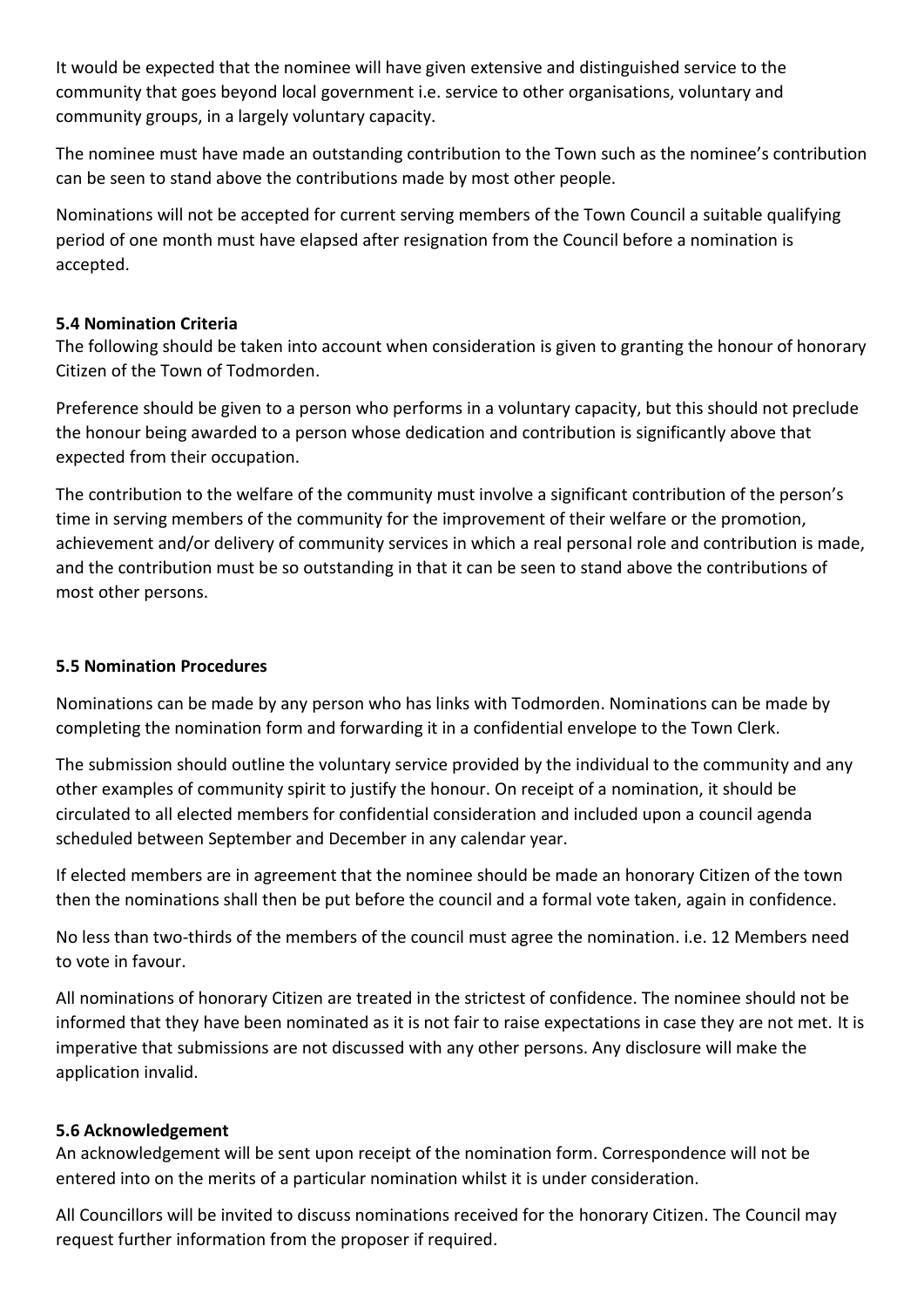It would be expected that the nominee will have given extensive and distinguished service to the community that goes beyond local government i.e. service to other organisations, voluntary and community groups, in a largely voluntary capacity.

The nominee must have made an outstanding contribution to the Town such as the nominee's contribution can be seen to stand above the contributions made by most other people.

Nominations will not be accepted for current serving members of the Town Council a suitable qualifying period of one month must have elapsed after resignation from the Council before a nomination is accepted.

**5.4 Nomination Criteria**

The following should be taken into account when consideration is given to granting the honour of honorary Citizen of the Town of Todmorden.

Preference should be given to a person who performs in a voluntary capacity, but this should not preclude the honour being awarded to a person whose dedication and contribution is significantly above that expected from their occupation.

The contribution to the welfare of the community must involve a significant contribution of the person's time in serving members of the community for the improvement of their welfare or the promotion, achievement and/or delivery of community services in which a real personal role and contribution is made, and the contribution must be so outstanding in that it can be seen to stand above the contributions of most other persons.

**5.5 Nomination Procedures**

Nominations can be made by any person who has links with Todmorden. Nominations can be made by completing the nomination form and forwarding it in a confidential envelope to the Town Clerk.

The submission should outline the voluntary service provided by the individual to the community and any other examples of community spirit to justify the honour. On receipt of a nomination, it should be circulated to all elected members for confidential consideration and included upon a council agenda scheduled between September and December in any calendar year.

If elected members are in agreement that the nominee should be made an honorary Citizen of the town then the nominations shall then be put before the council and a formal vote taken, again in confidence.

No less than two-thirds of the members of the council must agree the nomination. i.e. 12 Members need to vote in favour.

All nominations of honorary Citizen are treated in the strictest of confidence. The nominee should not be informed that they have been nominated as it is not fair to raise expectations in case they are not met. It is imperative that submissions are not discussed with any other persons. Any disclosure will make the application invalid.

**5.6 Acknowledgement**

An acknowledgement will be sent upon receipt of the nomination form. Correspondence will not be entered into on the merits of a particular nomination whilst it is under consideration.

All Councillors will be invited to discuss nominations received for the honorary Citizen. The Council may request further information from the proposer if required.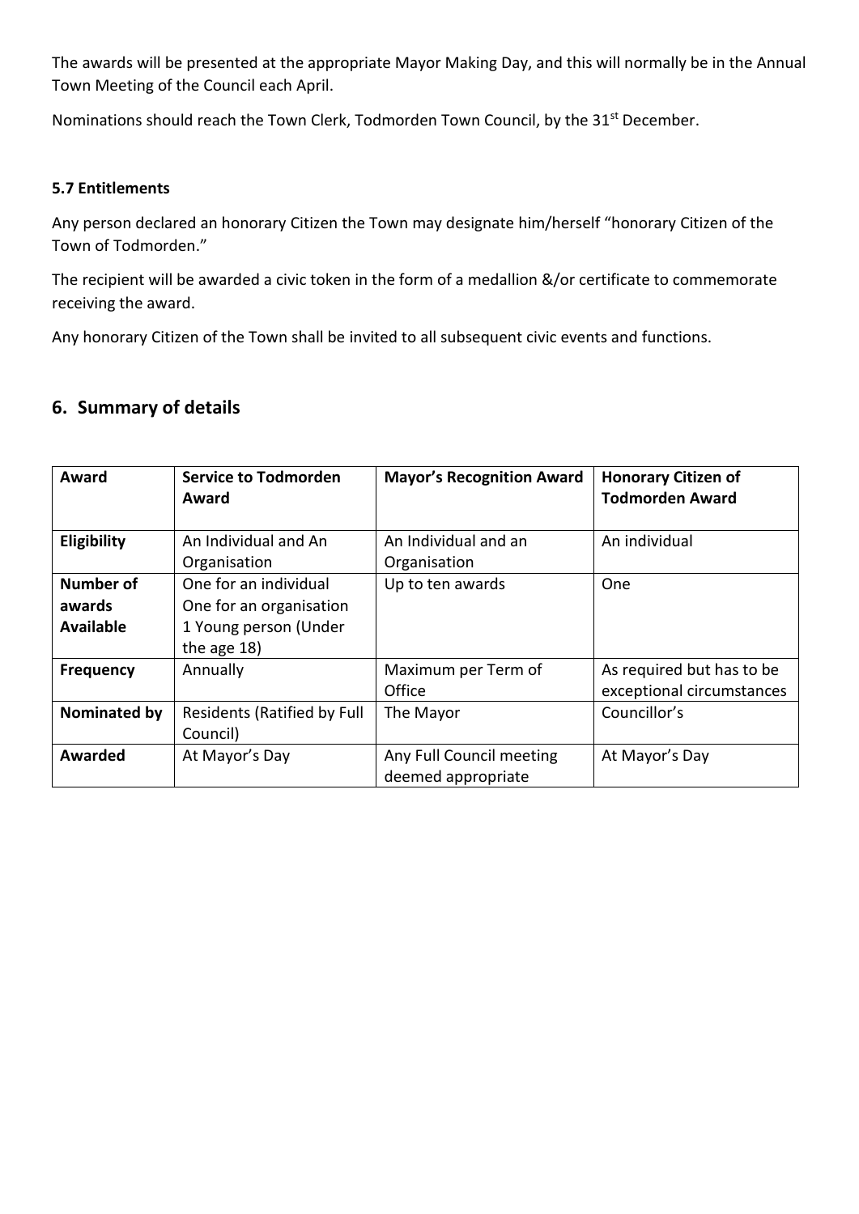The awards will be presented at the appropriate Mayor Making Day, and this will normally be in the Annual Town Meeting of the Council each April.

Nominations should reach the Town Clerk, Todmorden Town Council, by the 31st December.

### 5.7 Entitlements

Any person declared an honorary Citizen the Town may designate him/herself "honorary Citizen of the Town of Todmorden."

The recipient will be awarded a civic token in the form of a medallion &/or certificate to commemorate receiving the award.

Any honorary Citizen of the Town shall be invited to all subsequent civic events and functions.

## 6. Summary of details

| Award | Service to Todmorden Award | Mayor's Recognition Award | Honorary Citizen of Todmorden Award |
|---|---|---|---|
| **Eligibility** | An Individual and An Organisation | An Individual and an Organisation | An individual |
| **Number of awards Available** | One for an individual<br>One for an organisation<br>1 Young person (Under the age 18) | Up to ten awards | One |
| **Frequency** | Annually | Maximum per Term of Office | As required but has to be exceptional circumstances |
| **Nominated by** | Residents (Ratified by Full Council) | The Mayor | Councillor's |
| **Awarded** | At Mayor's Day | Any Full Council meeting deemed appropriate | At Mayor's Day |